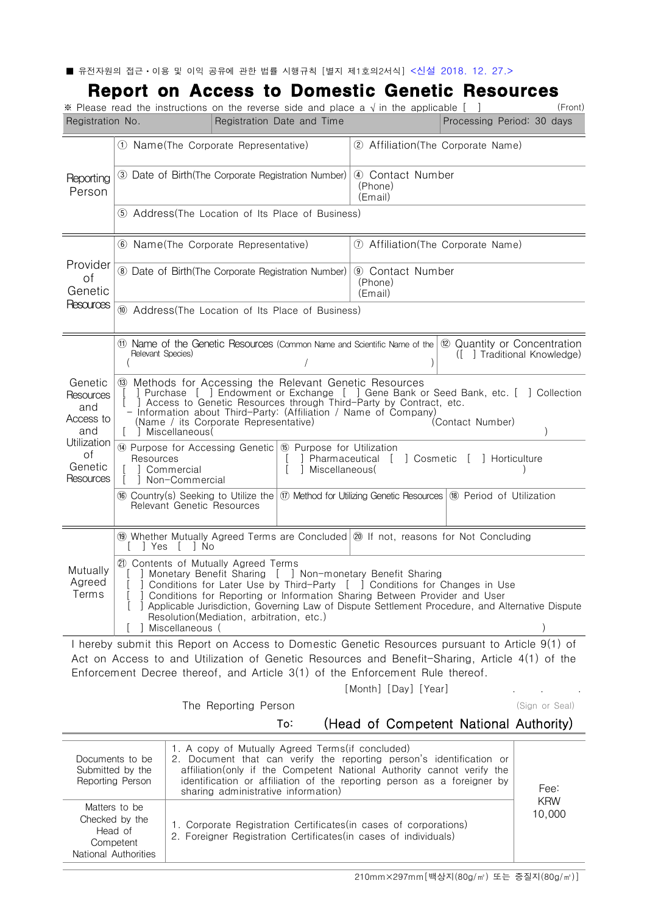■ 유전자원의 접근·이용 및 이익 공유에 관한 법률 시행규칙 [별지 제1호의2서식] <신설 2018. 12. 27.>

# Report on Access to Domestic Genetic Resources

※ Please read the instructions on the reverse side and place a √ in the applicable [ ] (Front)

| Registration No. | Registration Date and Time | Processing Period: 30 days |
|---|---|---|

| | | |
|---|---|---|
| Reporting Person | ① Name(The Corporate Representative) | ② Affiliation(The Corporate Name) |
| | ③ Date of Birth(The Corporate Registration Number) | ④ Contact Number<br>(Phone)<br>(Email) |
| | ⑤ Address(The Location of Its Place of Business) | |
| Provider of Genetic Resources | ⑥ Name(The Corporate Representative) | ⑦ Affiliation(The Corporate Name) |
| | ⑧ Date of Birth(The Corporate Registration Number) | ⑨ Contact Number<br>(Phone)<br>(Email) |
| | ⑩ Address(The Location of Its Place of Business) | |

| | | | |
|---|---|---|---|
| Genetic Resources and Access to and Utilization of Genetic Resources | ⑪ Name of the Genetic Resources (Common Name and Scientific Name of the Relevant Species)<br>( / ) | | ⑫ Quantity or Concentration<br>([ ] Traditional Knowledge) |
| | ⑬ Methods for Accessing the Relevant Genetic Resources<br>[ ] Purchase [ ] Endowment or Exchange [ ] Gene Bank or Seed Bank, etc. [ ] Collection<br>[ ] Access to Genetic Resources through Third-Party by Contract, etc.<br>- Information about Third-Party: (Affiliation / Name of Company)<br>(Name / its Corporate Representative) (Contact Number)<br>[ ] Miscellaneous( ) | | |
| | ⑭ Purpose for Accessing Genetic Resources<br>[ ] Commercial<br>[ ] Non-Commercial | ⑮ Purpose for Utilization<br>[ ] Pharmaceutical [ ] Cosmetic [ ] Horticulture<br>[ ] Miscellaneous( ) | |
| | ⑯ Country(s) Seeking to Utilize the Relevant Genetic Resources | ⑰ Method for Utilizing Genetic Resources | ⑱ Period of Utilization |

| | | |
|---|---|---|
| Mutually Agreed Terms | ⑲ Whether Mutually Agreed Terms are Concluded<br>[ ] Yes [ ] No | ⑳ If not, reasons for Not Concluding |
| | ㉑ Contents of Mutually Agreed Terms<br>[ ] Monetary Benefit Sharing [ ] Non-monetary Benefit Sharing<br>[ ] Conditions for Later Use by Third-Party [ ] Conditions for Changes in Use<br>[ ] Conditions for Reporting or Information Sharing Between Provider and User<br>[ ] Applicable Jurisdiction, Governing Law of Dispute Settlement Procedure, and Alternative Dispute Resolution(Mediation, arbitration, etc.)<br>[ ] Miscellaneous ( ) | |

I hereby submit this Report on Access to Domestic Genetic Resources pursuant to Article 9(1) of Act on Access to and Utilization of Genetic Resources and Benefit-Sharing, Article 4(1) of the Enforcement Decree thereof, and Article 3(1) of the Enforcement Rule thereof.

[Month] [Day] [Year] . . .

The Reporting Person (Sign or Seal)

To: **(Head of Competent National Authority)**

| | | |
|---|---|---|
| Documents to be Submitted by the Reporting Person | 1. A copy of Mutually Agreed Terms(if concluded)<br>2. Document that can verify the reporting person's identification or affiliation(only if the Competent National Authority cannot verify the identification or affiliation of the reporting person as a foreigner by sharing administrative information) | Fee: KRW 10,000 |
| Matters to be Checked by the Head of Competent National Authorities | 1. Corporate Registration Certificates(in cases of corporations)<br>2. Foreigner Registration Certificates(in cases of individuals) | |

210mm×297mm[백상지(80g/㎡) 또는 중질지(80g/㎡)]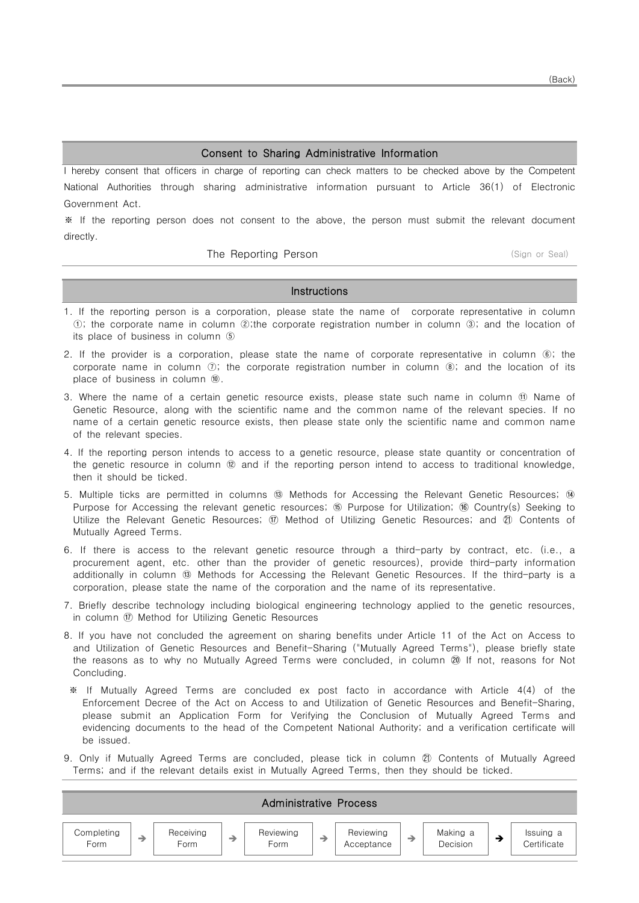(Back)

## Consent to Sharing Administrative Information

I hereby consent that officers in charge of reporting can check matters to be checked above by the Competent National Authorities through sharing administrative information pursuant to Article 36(1) of Electronic Government Act.

※ If the reporting person does not consent to the above, the person must submit the relevant document directly.

The Reporting Person (Sign or Seal)

## Instructions

1. If the reporting person is a corporation, please state the name of corporate representative in column ①; the corporate name in column ②;the corporate registration number in column ③; and the location of its place of business in column ⑤
2. If the provider is a corporation, please state the name of corporate representative in column ⑥; the corporate name in column ⑦; the corporate registration number in column ⑧; and the location of its place of business in column ⑩.
3. Where the name of a certain genetic resource exists, please state such name in column ⑪ Name of Genetic Resource, along with the scientific name and the common name of the relevant species. If no name of a certain genetic resource exists, then please state only the scientific name and common name of the relevant species.
4. If the reporting person intends to access to a genetic resource, please state quantity or concentration of the genetic resource in column ⑫ and if the reporting person intend to access to traditional knowledge, then it should be ticked.
5. Multiple ticks are permitted in columns ⑬ Methods for Accessing the Relevant Genetic Resources; ⑭ Purpose for Accessing the relevant genetic resources; ⑮ Purpose for Utilization; ⑯ Country(s) Seeking to Utilize the Relevant Genetic Resources; ⑰ Method of Utilizing Genetic Resources; and ㉑ Contents of Mutually Agreed Terms.
6. If there is access to the relevant genetic resource through a third-party by contract, etc. (i.e., a procurement agent, etc. other than the provider of genetic resources), provide third-party information additionally in column ⑬ Methods for Accessing the Relevant Genetic Resources. If the third-party is a corporation, please state the name of the corporation and the name of its representative.
7. Briefly describe technology including biological engineering technology applied to the genetic resources, in column ⑰ Method for Utilizing Genetic Resources
8. If you have not concluded the agreement on sharing benefits under Article 11 of the Act on Access to and Utilization of Genetic Resources and Benefit-Sharing ("Mutually Agreed Terms"), please briefly state the reasons as to why no Mutually Agreed Terms were concluded, in column ⑳ If not, reasons for Not Concluding.

   ※ If Mutually Agreed Terms are concluded ex post facto in accordance with Article 4(4) of the Enforcement Decree of the Act on Access to and Utilization of Genetic Resources and Benefit-Sharing, please submit an Application Form for Verifying the Conclusion of Mutually Agreed Terms and evidencing documents to the head of the Competent National Authority; and a verification certificate will be issued.
9. Only if Mutually Agreed Terms are concluded, please tick in column ㉑ Contents of Mutually Agreed Terms; and if the relevant details exist in Mutually Agreed Terms, then they should be ticked.

## Administrative Process

Completing Form ➔ Receiving Form ➔ Reviewing Form ➔ Reviewing Acceptance ➔ Making a Decision ➔ Issuing a Certificate